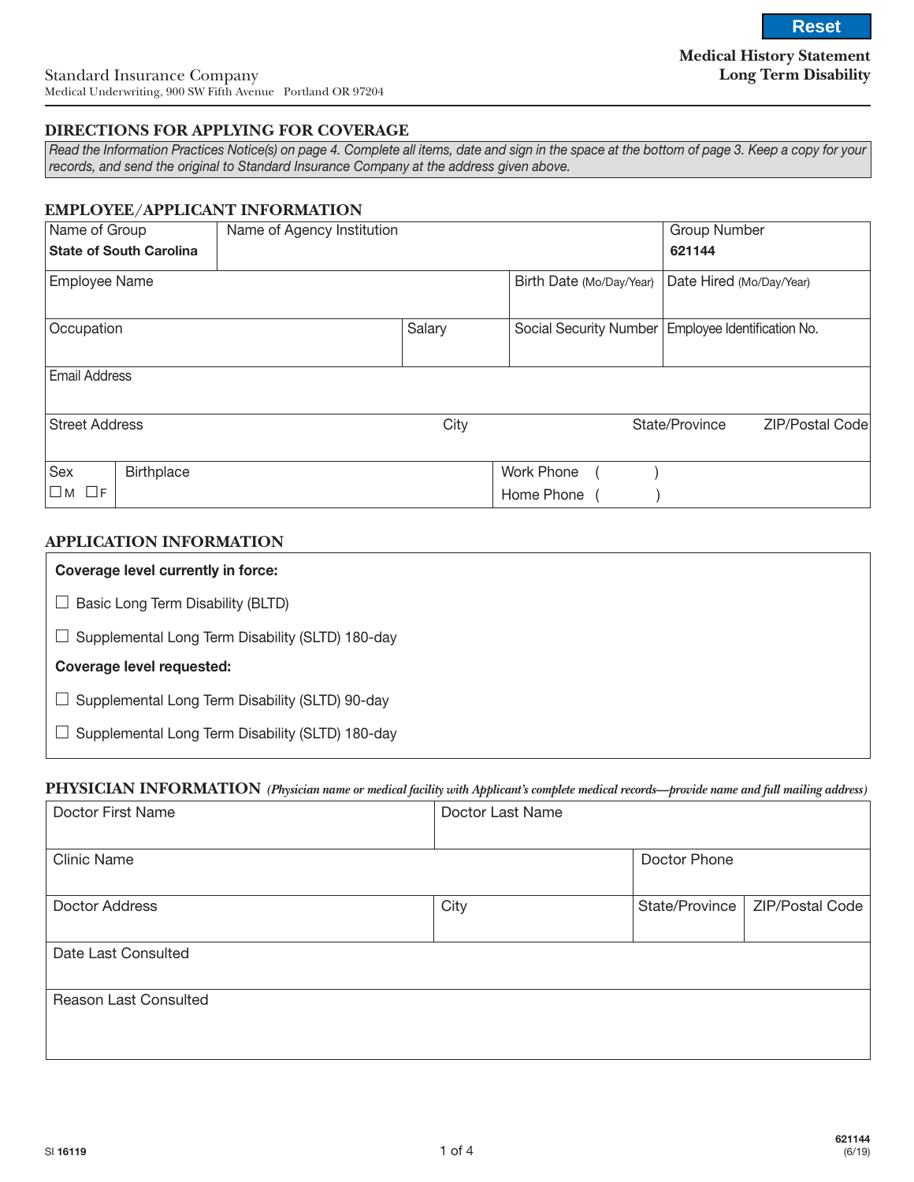Reset

**Medical History Statement**
**Long Term Disability**

Standard Insurance Company
Medical Underwriting, 900 SW Fifth Avenue Portland OR 97204

## DIRECTIONS FOR APPLYING FOR COVERAGE

*Read the Information Practices Notice(s) on page 4. Complete all items, date and sign in the space at the bottom of page 3. Keep a copy for your records, and send the original to Standard Insurance Company at the address given above.*

## EMPLOYEE/APPLICANT INFORMATION

| Name of Group | Name of Agency Institution | Group Number |
|---|---|---|
| **State of South Carolina** | | **621144** |

| Employee Name | Birth Date (Mo/Day/Year) | Date Hired (Mo/Day/Year) |
|---|---|---|
| | | |

| Occupation | Salary | Social Security Number | Employee Identification No. |
|---|---|---|---|
| | | | |

| Email Address |
|---|
| |

| Street Address | City | State/Province | ZIP/Postal Code |
|---|---|---|---|
| | | | |

| Sex | Birthplace | Work Phone ( ) |
|---|---|---|
| ☐ M ☐ F | | Home Phone ( ) |

## APPLICATION INFORMATION

**Coverage level currently in force:**

☐ Basic Long Term Disability (BLTD)

☐ Supplemental Long Term Disability (SLTD) 180-day

**Coverage level requested:**

☐ Supplemental Long Term Disability (SLTD) 90-day

☐ Supplemental Long Term Disability (SLTD) 180-day

## PHYSICIAN INFORMATION *(Physician name or medical facility with Applicant's complete medical records—provide name and full mailing address)*

| Doctor First Name | Doctor Last Name |
|---|---|
| | |

| Clinic Name | Doctor Phone |
|---|---|
| | |

| Doctor Address | City | State/Province | ZIP/Postal Code |
|---|---|---|---|
| | | | |

| Date Last Consulted |
|---|
| |

| Reason Last Consulted |
|---|
| |

SI 16119

621144
(6/19)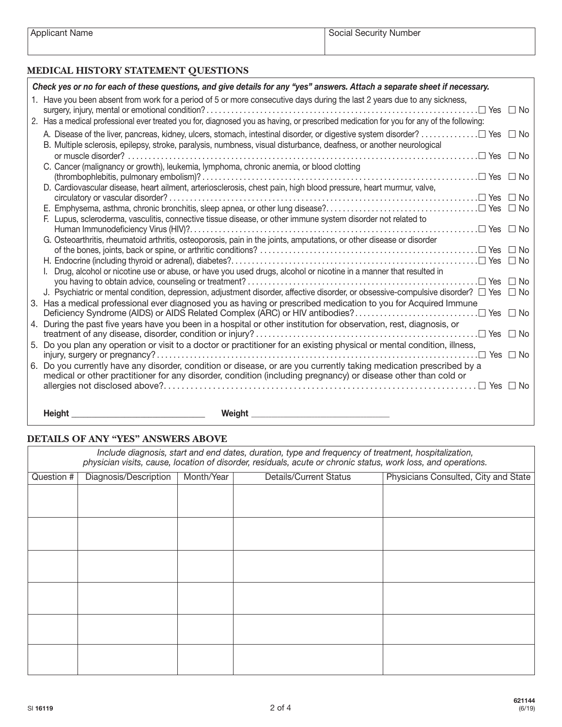| Applicant Name | Social Security Number |
|---|---|
| | |

## MEDICAL HISTORY STATEMENT QUESTIONS

***Check yes or no for each of these questions, and give details for any "yes" answers. Attach a separate sheet if necessary.***

1. Have you been absent from work for a period of 5 or more consecutive days during the last 2 years due to any sickness, surgery, injury, mental or emotional condition? ☐ Yes ☐ No
2. Has a medical professional ever treated you for, diagnosed you as having, or prescribed medication for you for any of the following:
   - A. Disease of the liver, pancreas, kidney, ulcers, stomach, intestinal disorder, or digestive system disorder? ☐ Yes ☐ No
   - B. Multiple sclerosis, epilepsy, stroke, paralysis, numbness, visual disturbance, deafness, or another neurological or muscle disorder? ☐ Yes ☐ No
   - C. Cancer (malignancy or growth), leukemia, lymphoma, chronic anemia, or blood clotting (thrombophlebitis, pulmonary embolism)? ☐ Yes ☐ No
   - D. Cardiovascular disease, heart ailment, arteriosclerosis, chest pain, high blood pressure, heart murmur, valve, circulatory or vascular disorder? ☐ Yes ☐ No
   - E. Emphysema, asthma, chronic bronchitis, sleep apnea, or other lung disease? ☐ Yes ☐ No
   - F. Lupus, scleroderma, vasculitis, connective tissue disease, or other immune system disorder not related to Human Immunodeficiency Virus (HIV)? ☐ Yes ☐ No
   - G. Osteoarthritis, rheumatoid arthritis, osteoporosis, pain in the joints, amputations, or other disease or disorder of the bones, joints, back or spine, or arthritic conditions? ☐ Yes ☐ No
   - H. Endocrine (including thyroid or adrenal), diabetes? ☐ Yes ☐ No
   - I. Drug, alcohol or nicotine use or abuse, or have you used drugs, alcohol or nicotine in a manner that resulted in you having to obtain advice, counseling or treatment? ☐ Yes ☐ No
   - J. Psychiatric or mental condition, depression, adjustment disorder, affective disorder, or obsessive-compulsive disorder? ☐ Yes ☐ No
3. Has a medical professional ever diagnosed you as having or prescribed medication to you for Acquired Immune Deficiency Syndrome (AIDS) or AIDS Related Complex (ARC) or HIV antibodies? ☐ Yes ☐ No
4. During the past five years have you been in a hospital or other institution for observation, rest, diagnosis, or treatment of any disease, disorder, condition or injury? ☐ Yes ☐ No
5. Do you plan any operation or visit to a doctor or practitioner for an existing physical or mental condition, illness, injury, surgery or pregnancy? ☐ Yes ☐ No
6. Do you currently have any disorder, condition or disease, or are you currently taking medication prescribed by a medical or other practitioner for any disorder, condition (including pregnancy) or disease other than cold or allergies not disclosed above? ☐ Yes ☐ No

**Height** ______________________ **Weight** ______________________

## DETAILS OF ANY "YES" ANSWERS ABOVE

*Include diagnosis, start and end dates, duration, type and frequency of treatment, hospitalization, physician visits, cause, location of disorder, residuals, acute or chronic status, work loss, and operations.*

| Question # | Diagnosis/Description | Month/Year | Details/Current Status | Physicians Consulted, City and State |
|---|---|---|---|---|
| | | | | |
| | | | | |
| | | | | |
| | | | | |
| | | | | |
| | | | | |

SI 16119

621144
(6/19)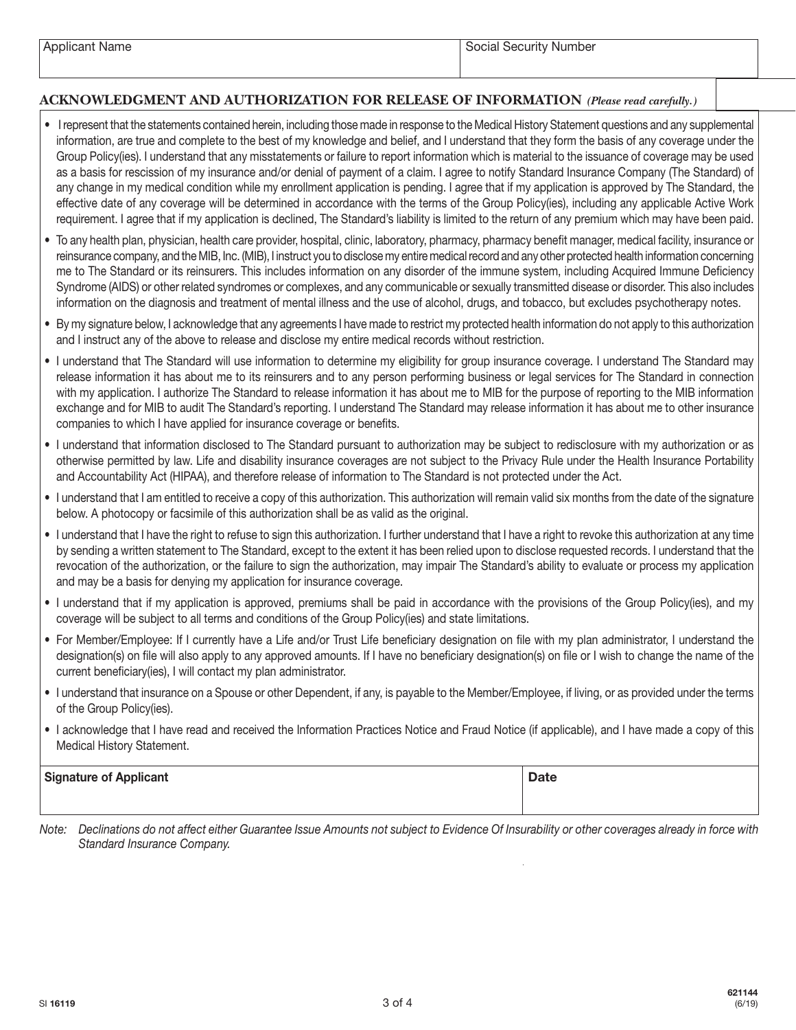| Applicant Name | Social Security Number |
| --- | --- |
| | |

## ACKNOWLEDGMENT AND AUTHORIZATION FOR RELEASE OF INFORMATION *(Please read carefully.)*

- I represent that the statements contained herein, including those made in response to the Medical History Statement questions and any supplemental information, are true and complete to the best of my knowledge and belief, and I understand that they form the basis of any coverage under the Group Policy(ies). I understand that any misstatements or failure to report information which is material to the issuance of coverage may be used as a basis for rescission of my insurance and/or denial of payment of a claim. I agree to notify Standard Insurance Company (The Standard) of any change in my medical condition while my enrollment application is pending. I agree that if my application is approved by The Standard, the effective date of any coverage will be determined in accordance with the terms of the Group Policy(ies), including any applicable Active Work requirement. I agree that if my application is declined, The Standard's liability is limited to the return of any premium which may have been paid.
- To any health plan, physician, health care provider, hospital, clinic, laboratory, pharmacy, pharmacy benefit manager, medical facility, insurance or reinsurance company, and the MIB, Inc. (MIB), I instruct you to disclose my entire medical record and any other protected health information concerning me to The Standard or its reinsurers. This includes information on any disorder of the immune system, including Acquired Immune Deficiency Syndrome (AIDS) or other related syndromes or complexes, and any communicable or sexually transmitted disease or disorder. This also includes information on the diagnosis and treatment of mental illness and the use of alcohol, drugs, and tobacco, but excludes psychotherapy notes.
- By my signature below, I acknowledge that any agreements I have made to restrict my protected health information do not apply to this authorization and I instruct any of the above to release and disclose my entire medical records without restriction.
- I understand that The Standard will use information to determine my eligibility for group insurance coverage. I understand The Standard may release information it has about me to its reinsurers and to any person performing business or legal services for The Standard in connection with my application. I authorize The Standard to release information it has about me to MIB for the purpose of reporting to the MIB information exchange and for MIB to audit The Standard's reporting. I understand The Standard may release information it has about me to other insurance companies to which I have applied for insurance coverage or benefits.
- I understand that information disclosed to The Standard pursuant to authorization may be subject to redisclosure with my authorization or as otherwise permitted by law. Life and disability insurance coverages are not subject to the Privacy Rule under the Health Insurance Portability and Accountability Act (HIPAA), and therefore release of information to The Standard is not protected under the Act.
- I understand that I am entitled to receive a copy of this authorization. This authorization will remain valid six months from the date of the signature below. A photocopy or facsimile of this authorization shall be as valid as the original.
- I understand that I have the right to refuse to sign this authorization. I further understand that I have a right to revoke this authorization at any time by sending a written statement to The Standard, except to the extent it has been relied upon to disclose requested records. I understand that the revocation of the authorization, or the failure to sign the authorization, may impair The Standard's ability to evaluate or process my application and may be a basis for denying my application for insurance coverage.
- I understand that if my application is approved, premiums shall be paid in accordance with the provisions of the Group Policy(ies), and my coverage will be subject to all terms and conditions of the Group Policy(ies) and state limitations.
- For Member/Employee: If I currently have a Life and/or Trust Life beneficiary designation on file with my plan administrator, I understand the designation(s) on file will also apply to any approved amounts. If I have no beneficiary designation(s) on file or I wish to change the name of the current beneficiary(ies), I will contact my plan administrator.
- I understand that insurance on a Spouse or other Dependent, if any, is payable to the Member/Employee, if living, or as provided under the terms of the Group Policy(ies).
- I acknowledge that I have read and received the Information Practices Notice and Fraud Notice (if applicable), and I have made a copy of this Medical History Statement.

| **Signature of Applicant** | **Date** |
| --- | --- |
| | |

*Note: Declinations do not affect either Guarantee Issue Amounts not subject to Evidence Of Insurability or other coverages already in force with Standard Insurance Company.*

SI **16119**

**621144** (6/19)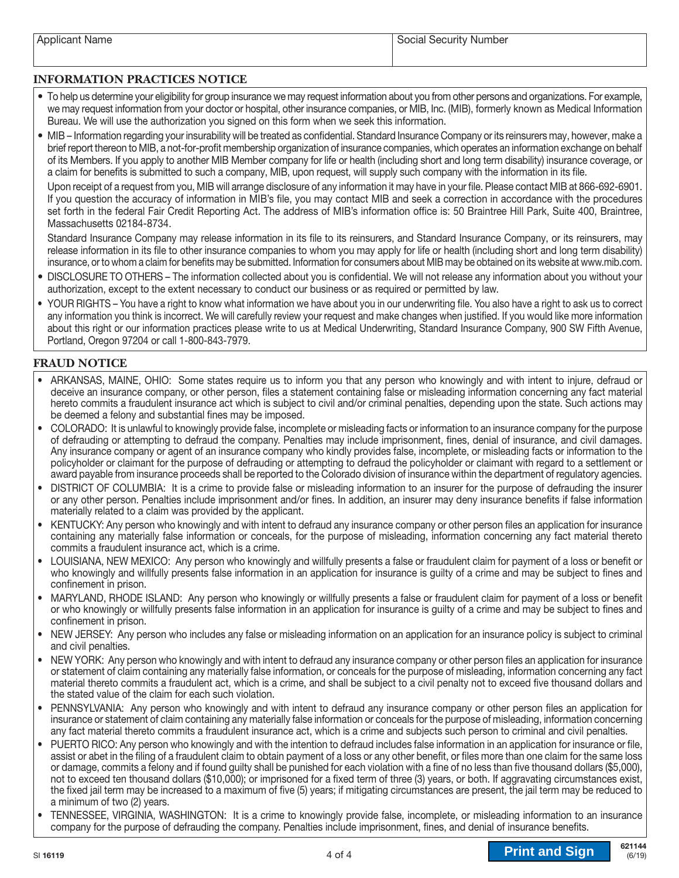| Applicant Name | Social Security Number |
| --- | --- |
| | |

## INFORMATION PRACTICES NOTICE

- To help us determine your eligibility for group insurance we may request information about you from other persons and organizations. For example, we may request information from your doctor or hospital, other insurance companies, or MIB, Inc. (MIB), formerly known as Medical Information Bureau. We will use the authorization you signed on this form when we seek this information.
- MIB – Information regarding your insurability will be treated as confidential. Standard Insurance Company or its reinsurers may, however, make a brief report thereon to MIB, a not-for-profit membership organization of insurance companies, which operates an information exchange on behalf of its Members. If you apply to another MIB Member company for life or health (including short and long term disability) insurance coverage, or a claim for benefits is submitted to such a company, MIB, upon request, will supply such company with the information in its file.

  Upon receipt of a request from you, MIB will arrange disclosure of any information it may have in your file. Please contact MIB at 866-692-6901. If you question the accuracy of information in MIB's file, you may contact MIB and seek a correction in accordance with the procedures set forth in the federal Fair Credit Reporting Act. The address of MIB's information office is: 50 Braintree Hill Park, Suite 400, Braintree, Massachusetts 02184-8734.

  Standard Insurance Company may release information in its file to its reinsurers, and Standard Insurance Company, or its reinsurers, may release information in its file to other insurance companies to whom you may apply for life or health (including short and long term disability) insurance, or to whom a claim for benefits may be submitted. Information for consumers about MIB may be obtained on its website at www.mib.com.
- DISCLOSURE TO OTHERS – The information collected about you is confidential. We will not release any information about you without your authorization, except to the extent necessary to conduct our business or as required or permitted by law.
- YOUR RIGHTS – You have a right to know what information we have about you in our underwriting file. You also have a right to ask us to correct any information you think is incorrect. We will carefully review your request and make changes when justified. If you would like more information about this right or our information practices please write to us at Medical Underwriting, Standard Insurance Company, 900 SW Fifth Avenue, Portland, Oregon 97204 or call 1-800-843-7979.

## FRAUD NOTICE

- ARKANSAS, MAINE, OHIO: Some states require us to inform you that any person who knowingly and with intent to injure, defraud or deceive an insurance company, or other person, files a statement containing false or misleading information concerning any fact material hereto commits a fraudulent insurance act which is subject to civil and/or criminal penalties, depending upon the state. Such actions may be deemed a felony and substantial fines may be imposed.
- COLORADO: It is unlawful to knowingly provide false, incomplete or misleading facts or information to an insurance company for the purpose of defrauding or attempting to defraud the company. Penalties may include imprisonment, fines, denial of insurance, and civil damages. Any insurance company or agent of an insurance company who kindly provides false, incomplete, or misleading facts or information to the policyholder or claimant for the purpose of defrauding or attempting to defraud the policyholder or claimant with regard to a settlement or award payable from insurance proceeds shall be reported to the Colorado division of insurance within the department of regulatory agencies.
- DISTRICT OF COLUMBIA: It is a crime to provide false or misleading information to an insurer for the purpose of defrauding the insurer or any other person. Penalties include imprisonment and/or fines. In addition, an insurer may deny insurance benefits if false information materially related to a claim was provided by the applicant.
- KENTUCKY: Any person who knowingly and with intent to defraud any insurance company or other person files an application for insurance containing any materially false information or conceals, for the purpose of misleading, information concerning any fact material thereto commits a fraudulent insurance act, which is a crime.
- LOUISIANA, NEW MEXICO: Any person who knowingly and willfully presents a false or fraudulent claim for payment of a loss or benefit or who knowingly and willfully presents false information in an application for insurance is guilty of a crime and may be subject to fines and confinement in prison.
- MARYLAND, RHODE ISLAND: Any person who knowingly or willfully presents a false or fraudulent claim for payment of a loss or benefit or who knowingly or willfully presents false information in an application for insurance is guilty of a crime and may be subject to fines and confinement in prison.
- NEW JERSEY: Any person who includes any false or misleading information on an application for an insurance policy is subject to criminal and civil penalties.
- NEW YORK: Any person who knowingly and with intent to defraud any insurance company or other person files an application for insurance or statement of claim containing any materially false information, or conceals for the purpose of misleading, information concerning any fact material thereto commits a fraudulent act, which is a crime, and shall be subject to a civil penalty not to exceed five thousand dollars and the stated value of the claim for each such violation.
- PENNSYLVANIA: Any person who knowingly and with intent to defraud any insurance company or other person files an application for insurance or statement of claim containing any materially false information or conceals for the purpose of misleading, information concerning any fact material thereto commits a fraudulent insurance act, which is a crime and subjects such person to criminal and civil penalties.
- PUERTO RICO: Any person who knowingly and with the intention to defraud includes false information in an application for insurance or file, assist or abet in the filing of a fraudulent claim to obtain payment of a loss or any other benefit, or files more than one claim for the same loss or damage, commits a felony and if found guilty shall be punished for each violation with a fine of no less than five thousand dollars ($5,000), not to exceed ten thousand dollars ($10,000); or imprisoned for a fixed term of three (3) years, or both. If aggravating circumstances exist, the fixed jail term may be increased to a maximum of five (5) years; if mitigating circumstances are present, the jail term may be reduced to a minimum of two (2) years.
- TENNESSEE, VIRGINIA, WASHINGTON: It is a crime to knowingly provide false, incomplete, or misleading information to an insurance company for the purpose of defrauding the company. Penalties include imprisonment, fines, and denial of insurance benefits.

SI **16119**

**Print and Sign**

**621144**
(6/19)